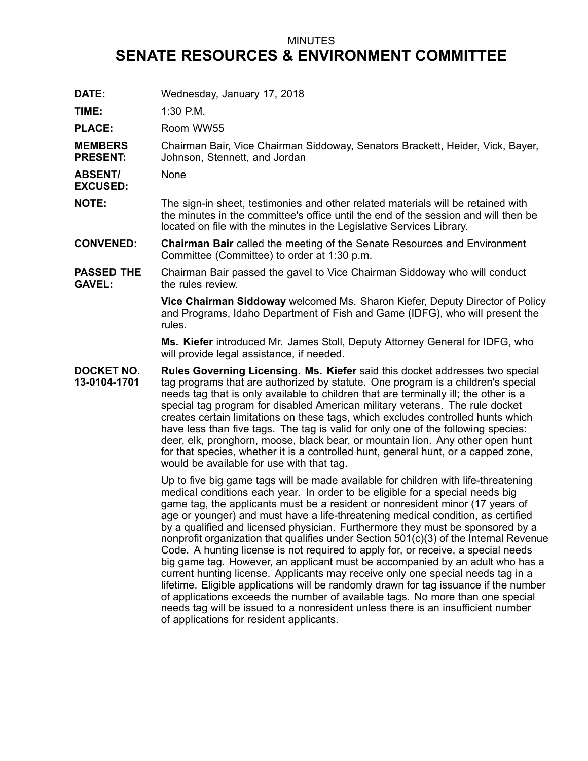MINUTES

# SENATE RESOURCES & ENVIRONMENT COMMITTEE

**DATE:** Wednesday, January 17, 2018

**TIME:** 1:30 P.M.

**PLACE:** Room WW55

**MEMBERS PRESENT:** Chairman Bair, Vice Chairman Siddoway, Senators Brackett, Heider, Vick, Bayer, Johnson, Stennett, and Jordan

**ABSENT/ EXCUSED:** None

**NOTE:** The sign-in sheet, testimonies and other related materials will be retained with the minutes in the committee's office until the end of the session and will then be located on file with the minutes in the Legislative Services Library.

**CONVENED:** **Chairman Bair** called the meeting of the Senate Resources and Environment Committee (Committee) to order at 1:30 p.m.

**PASSED THE GAVEL:** Chairman Bair passed the gavel to Vice Chairman Siddoway who will conduct the rules review.

**Vice Chairman Siddoway** welcomed Ms. Sharon Kiefer, Deputy Director of Policy and Programs, Idaho Department of Fish and Game (IDFG), who will present the rules.

**Ms. Kiefer** introduced Mr. James Stoll, Deputy Attorney General for IDFG, who will provide legal assistance, if needed.

**DOCKET NO. 13-0104-1701** **Rules Governing Licensing**. **Ms. Kiefer** said this docket addresses two special tag programs that are authorized by statute. One program is a children's special needs tag that is only available to children that are terminally ill; the other is a special tag program for disabled American military veterans. The rule docket creates certain limitations on these tags, which excludes controlled hunts which have less than five tags. The tag is valid for only one of the following species: deer, elk, pronghorn, moose, black bear, or mountain lion. Any other open hunt for that species, whether it is a controlled hunt, general hunt, or a capped zone, would be available for use with that tag.

Up to five big game tags will be made available for children with life-threatening medical conditions each year. In order to be eligible for a special needs big game tag, the applicants must be a resident or nonresident minor (17 years of age or younger) and must have a life-threatening medical condition, as certified by a qualified and licensed physician. Furthermore they must be sponsored by a nonprofit organization that qualifies under Section 501(c)(3) of the Internal Revenue Code. A hunting license is not required to apply for, or receive, a special needs big game tag. However, an applicant must be accompanied by an adult who has a current hunting license. Applicants may receive only one special needs tag in a lifetime. Eligible applications will be randomly drawn for tag issuance if the number of applications exceeds the number of available tags. No more than one special needs tag will be issued to a nonresident unless there is an insufficient number of applications for resident applicants.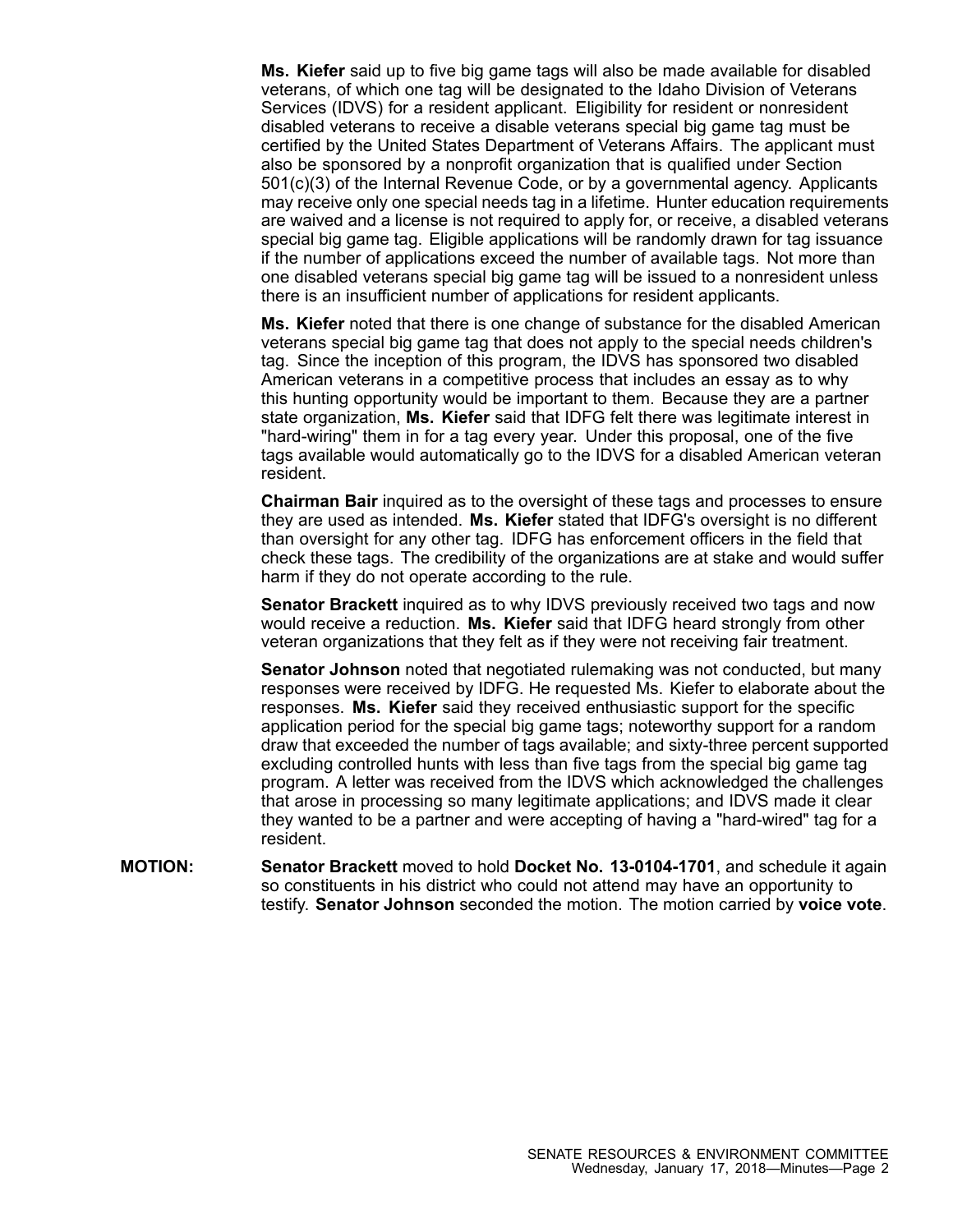**Ms. Kiefer** said up to five big game tags will also be made available for disabled veterans, of which one tag will be designated to the Idaho Division of Veterans Services (IDVS) for a resident applicant. Eligibility for resident or nonresident disabled veterans to receive a disable veterans special big game tag must be certified by the United States Department of Veterans Affairs. The applicant must also be sponsored by a nonprofit organization that is qualified under Section 501(c)(3) of the Internal Revenue Code, or by a governmental agency. Applicants may receive only one special needs tag in a lifetime. Hunter education requirements are waived and a license is not required to apply for, or receive, a disabled veterans special big game tag. Eligible applications will be randomly drawn for tag issuance if the number of applications exceed the number of available tags. Not more than one disabled veterans special big game tag will be issued to a nonresident unless there is an insufficient number of applications for resident applicants.

**Ms. Kiefer** noted that there is one change of substance for the disabled American veterans special big game tag that does not apply to the special needs children's tag. Since the inception of this program, the IDVS has sponsored two disabled American veterans in a competitive process that includes an essay as to why this hunting opportunity would be important to them. Because they are a partner state organization, **Ms. Kiefer** said that IDFG felt there was legitimate interest in "hard-wiring" them in for a tag every year. Under this proposal, one of the five tags available would automatically go to the IDVS for a disabled American veteran resident.

**Chairman Bair** inquired as to the oversight of these tags and processes to ensure they are used as intended. **Ms. Kiefer** stated that IDFG's oversight is no different than oversight for any other tag. IDFG has enforcement officers in the field that check these tags. The credibility of the organizations are at stake and would suffer harm if they do not operate according to the rule.

**Senator Brackett** inquired as to why IDVS previously received two tags and now would receive a reduction. **Ms. Kiefer** said that IDFG heard strongly from other veteran organizations that they felt as if they were not receiving fair treatment.

**Senator Johnson** noted that negotiated rulemaking was not conducted, but many responses were received by IDFG. He requested Ms. Kiefer to elaborate about the responses. **Ms. Kiefer** said they received enthusiastic support for the specific application period for the special big game tags; noteworthy support for a random draw that exceeded the number of tags available; and sixty-three percent supported excluding controlled hunts with less than five tags from the special big game tag program. A letter was received from the IDVS which acknowledged the challenges that arose in processing so many legitimate applications; and IDVS made it clear they wanted to be a partner and were accepting of having a "hard-wired" tag for a resident.

**MOTION:** **Senator Brackett** moved to hold **Docket No. 13-0104-1701**, and schedule it again so constituents in his district who could not attend may have an opportunity to testify. **Senator Johnson** seconded the motion. The motion carried by **voice vote**.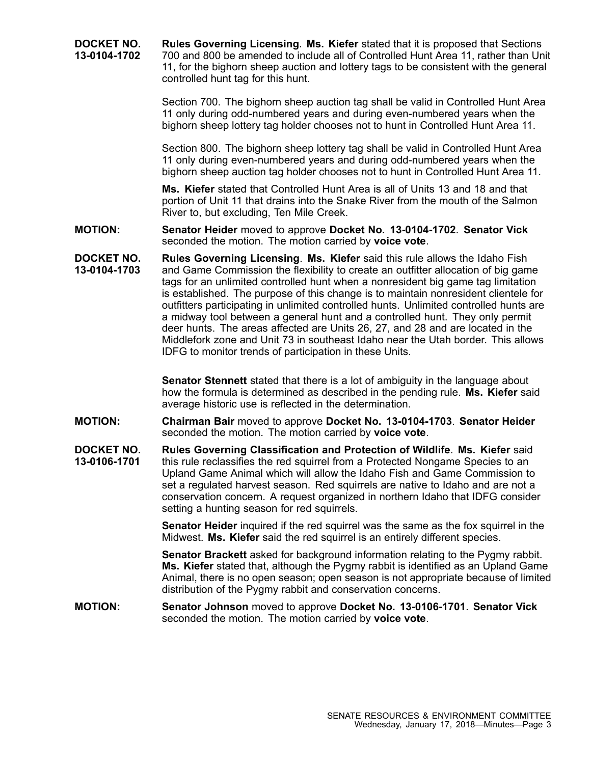**DOCKET NO. 13-0104-1702** **Rules Governing Licensing**. **Ms. Kiefer** stated that it is proposed that Sections 700 and 800 be amended to include all of Controlled Hunt Area 11, rather than Unit 11, for the bighorn sheep auction and lottery tags to be consistent with the general controlled hunt tag for this hunt.

Section 700. The bighorn sheep auction tag shall be valid in Controlled Hunt Area 11 only during odd-numbered years and during even-numbered years when the bighorn sheep lottery tag holder chooses not to hunt in Controlled Hunt Area 11.

Section 800. The bighorn sheep lottery tag shall be valid in Controlled Hunt Area 11 only during even-numbered years and during odd-numbered years when the bighorn sheep auction tag holder chooses not to hunt in Controlled Hunt Area 11.

**Ms. Kiefer** stated that Controlled Hunt Area is all of Units 13 and 18 and that portion of Unit 11 that drains into the Snake River from the mouth of the Salmon River to, but excluding, Ten Mile Creek.

**MOTION:** **Senator Heider** moved to approve **Docket No. 13-0104-1702**. **Senator Vick** seconded the motion. The motion carried by **voice vote**.

**DOCKET NO. 13-0104-1703** **Rules Governing Licensing**. **Ms. Kiefer** said this rule allows the Idaho Fish and Game Commission the flexibility to create an outfitter allocation of big game tags for an unlimited controlled hunt when a nonresident big game tag limitation is established. The purpose of this change is to maintain nonresident clientele for outfitters participating in unlimited controlled hunts. Unlimited controlled hunts are a midway tool between a general hunt and a controlled hunt. They only permit deer hunts. The areas affected are Units 26, 27, and 28 and are located in the Middlefork zone and Unit 73 in southeast Idaho near the Utah border. This allows IDFG to monitor trends of participation in these Units.

**Senator Stennett** stated that there is a lot of ambiguity in the language about how the formula is determined as described in the pending rule. **Ms. Kiefer** said average historic use is reflected in the determination.

**MOTION:** **Chairman Bair** moved to approve **Docket No. 13-0104-1703**. **Senator Heider** seconded the motion. The motion carried by **voice vote**.

**DOCKET NO. 13-0106-1701** **Rules Governing Classification and Protection of Wildlife**. **Ms. Kiefer** said this rule reclassifies the red squirrel from a Protected Nongame Species to an Upland Game Animal which will allow the Idaho Fish and Game Commission to set a regulated harvest season. Red squirrels are native to Idaho and are not a conservation concern. A request organized in northern Idaho that IDFG consider setting a hunting season for red squirrels.

**Senator Heider** inquired if the red squirrel was the same as the fox squirrel in the Midwest. **Ms. Kiefer** said the red squirrel is an entirely different species.

**Senator Brackett** asked for background information relating to the Pygmy rabbit. **Ms. Kiefer** stated that, although the Pygmy rabbit is identified as an Upland Game Animal, there is no open season; open season is not appropriate because of limited distribution of the Pygmy rabbit and conservation concerns.

**MOTION:** **Senator Johnson** moved to approve **Docket No. 13-0106-1701**. **Senator Vick** seconded the motion. The motion carried by **voice vote**.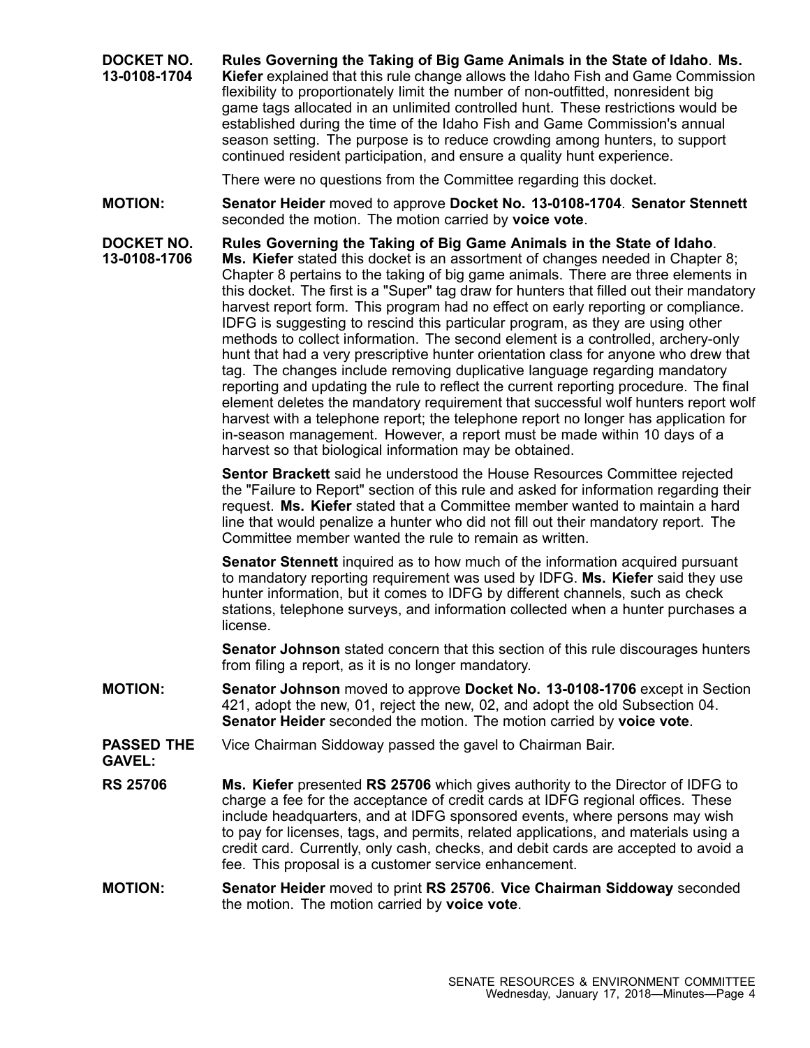**DOCKET NO. 13-0108-1704** **Rules Governing the Taking of Big Game Animals in the State of Idaho**. **Ms. Kiefer** explained that this rule change allows the Idaho Fish and Game Commission flexibility to proportionately limit the number of non-outfitted, nonresident big game tags allocated in an unlimited controlled hunt. These restrictions would be established during the time of the Idaho Fish and Game Commission's annual season setting. The purpose is to reduce crowding among hunters, to support continued resident participation, and ensure a quality hunt experience.

There were no questions from the Committee regarding this docket.

**MOTION:** **Senator Heider** moved to approve **Docket No. 13-0108-1704**. **Senator Stennett** seconded the motion. The motion carried by **voice vote**.

**DOCKET NO. 13-0108-1706** **Rules Governing the Taking of Big Game Animals in the State of Idaho**. **Ms. Kiefer** stated this docket is an assortment of changes needed in Chapter 8; Chapter 8 pertains to the taking of big game animals. There are three elements in this docket. The first is a "Super" tag draw for hunters that filled out their mandatory harvest report form. This program had no effect on early reporting or compliance. IDFG is suggesting to rescind this particular program, as they are using other methods to collect information. The second element is a controlled, archery-only hunt that had a very prescriptive hunter orientation class for anyone who drew that tag. The changes include removing duplicative language regarding mandatory reporting and updating the rule to reflect the current reporting procedure. The final element deletes the mandatory requirement that successful wolf hunters report wolf harvest with a telephone report; the telephone report no longer has application for in-season management. However, a report must be made within 10 days of a harvest so that biological information may be obtained.

**Sentor Brackett** said he understood the House Resources Committee rejected the "Failure to Report" section of this rule and asked for information regarding their request. **Ms. Kiefer** stated that a Committee member wanted to maintain a hard line that would penalize a hunter who did not fill out their mandatory report. The Committee member wanted the rule to remain as written.

**Senator Stennett** inquired as to how much of the information acquired pursuant to mandatory reporting requirement was used by IDFG. **Ms. Kiefer** said they use hunter information, but it comes to IDFG by different channels, such as check stations, telephone surveys, and information collected when a hunter purchases a license.

**Senator Johnson** stated concern that this section of this rule discourages hunters from filing a report, as it is no longer mandatory.

**MOTION:** **Senator Johnson** moved to approve **Docket No. 13-0108-1706** except in Section 421, adopt the new, 01, reject the new, 02, and adopt the old Subsection 04. **Senator Heider** seconded the motion. The motion carried by **voice vote**.

**PASSED THE GAVEL:** Vice Chairman Siddoway passed the gavel to Chairman Bair.

**RS 25706** **Ms. Kiefer** presented **RS 25706** which gives authority to the Director of IDFG to charge a fee for the acceptance of credit cards at IDFG regional offices. These include headquarters, and at IDFG sponsored events, where persons may wish to pay for licenses, tags, and permits, related applications, and materials using a credit card. Currently, only cash, checks, and debit cards are accepted to avoid a fee. This proposal is a customer service enhancement.

**MOTION:** **Senator Heider** moved to print **RS 25706**. **Vice Chairman Siddoway** seconded the motion. The motion carried by **voice vote**.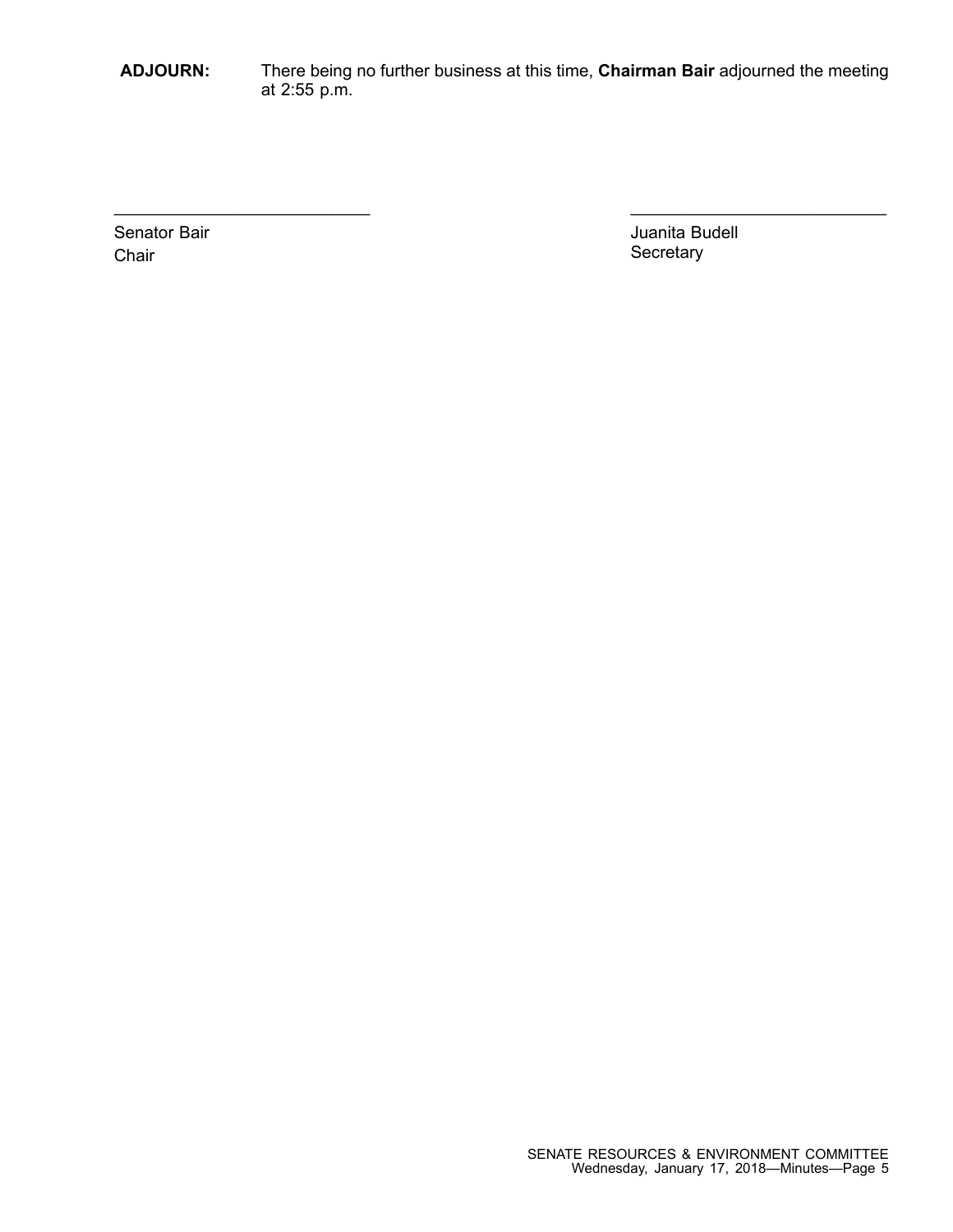**ADJOURN:** There being no further business at this time, **Chairman Bair** adjourned the meeting at 2:55 p.m.

| | |
|---|---|
| ___________________________ | ___________________________ |
| Senator Bair | Juanita Budell |
| Chair | Secretary |